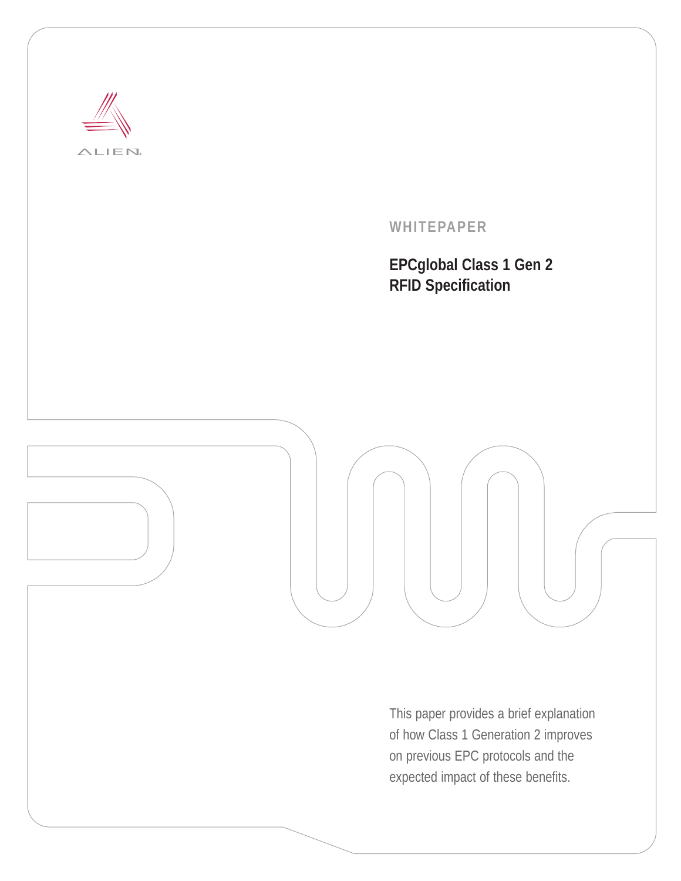ALIEN

WHITEPAPER

# EPCglobal Class 1 Gen 2 RFID Specification

This paper provides a brief explanation of how Class 1 Generation 2 improves on previous EPC protocols and the expected impact of these benefits.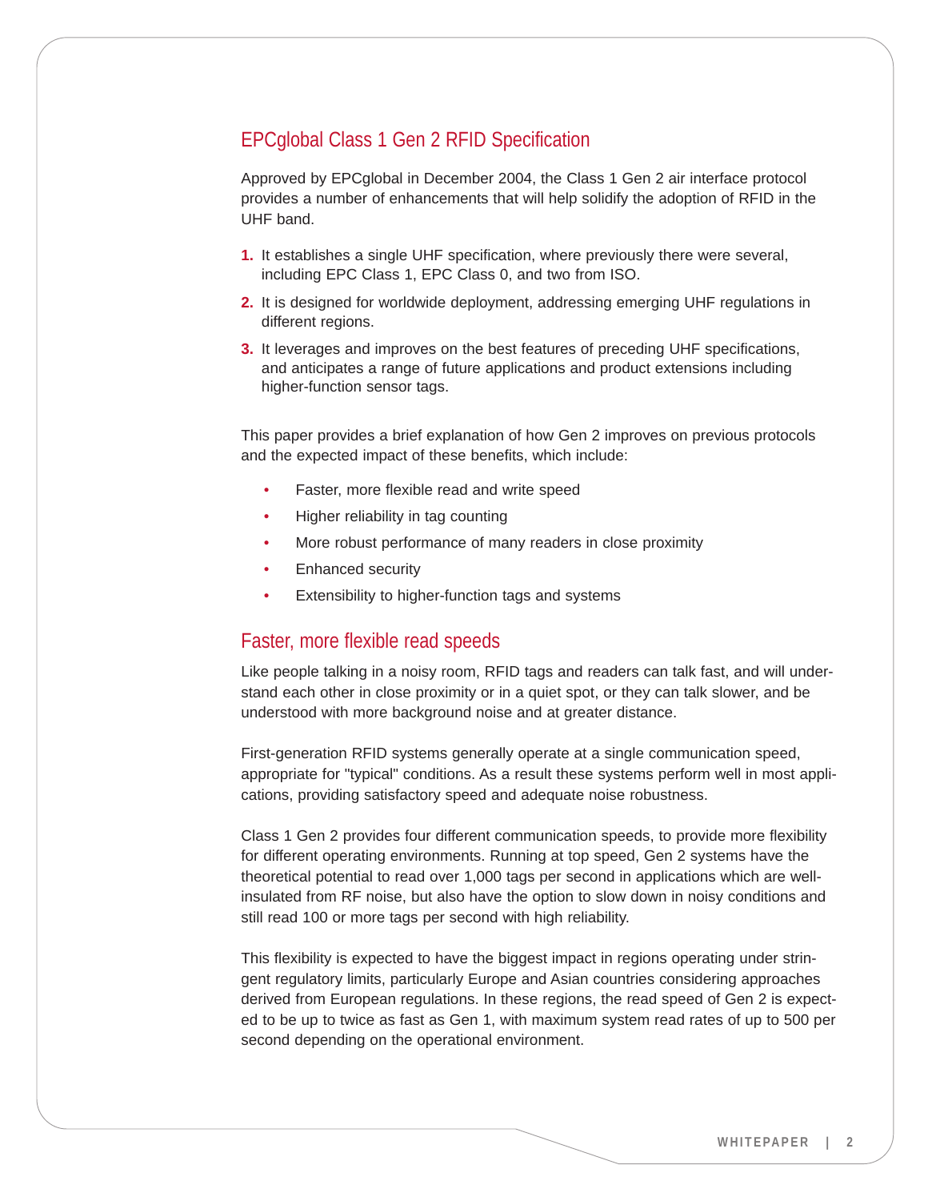## EPCglobal Class 1 Gen 2 RFID Specification

Approved by EPCglobal in December 2004, the Class 1 Gen 2 air interface protocol provides a number of enhancements that will help solidify the adoption of RFID in the UHF band.

1. It establishes a single UHF specification, where previously there were several, including EPC Class 1, EPC Class 0, and two from ISO.
2. It is designed for worldwide deployment, addressing emerging UHF regulations in different regions.
3. It leverages and improves on the best features of preceding UHF specifications, and anticipates a range of future applications and product extensions including higher-function sensor tags.

This paper provides a brief explanation of how Gen 2 improves on previous protocols and the expected impact of these benefits, which include:

- Faster, more flexible read and write speed
- Higher reliability in tag counting
- More robust performance of many readers in close proximity
- Enhanced security
- Extensibility to higher-function tags and systems

## Faster, more flexible read speeds

Like people talking in a noisy room, RFID tags and readers can talk fast, and will understand each other in close proximity or in a quiet spot, or they can talk slower, and be understood with more background noise and at greater distance.

First-generation RFID systems generally operate at a single communication speed, appropriate for "typical" conditions. As a result these systems perform well in most applications, providing satisfactory speed and adequate noise robustness.

Class 1 Gen 2 provides four different communication speeds, to provide more flexibility for different operating environments. Running at top speed, Gen 2 systems have the theoretical potential to read over 1,000 tags per second in applications which are well-insulated from RF noise, but also have the option to slow down in noisy conditions and still read 100 or more tags per second with high reliability.

This flexibility is expected to have the biggest impact in regions operating under stringent regulatory limits, particularly Europe and Asian countries considering approaches derived from European regulations. In these regions, the read speed of Gen 2 is expected to be up to twice as fast as Gen 1, with maximum system read rates of up to 500 per second depending on the operational environment.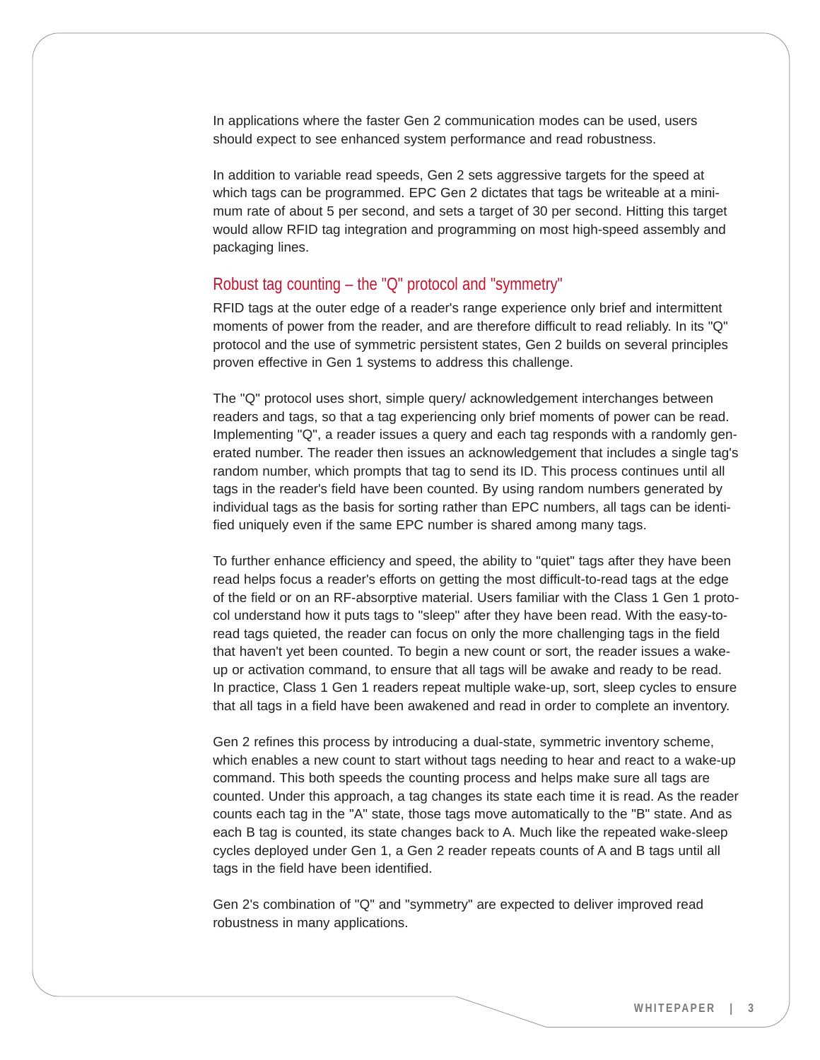In applications where the faster Gen 2 communication modes can be used, users should expect to see enhanced system performance and read robustness.

In addition to variable read speeds, Gen 2 sets aggressive targets for the speed at which tags can be programmed. EPC Gen 2 dictates that tags be writeable at a minimum rate of about 5 per second, and sets a target of 30 per second. Hitting this target would allow RFID tag integration and programming on most high-speed assembly and packaging lines.

## Robust tag counting – the "Q" protocol and "symmetry"

RFID tags at the outer edge of a reader's range experience only brief and intermittent moments of power from the reader, and are therefore difficult to read reliably. In its "Q" protocol and the use of symmetric persistent states, Gen 2 builds on several principles proven effective in Gen 1 systems to address this challenge.

The "Q" protocol uses short, simple query/ acknowledgement interchanges between readers and tags, so that a tag experiencing only brief moments of power can be read. Implementing "Q", a reader issues a query and each tag responds with a randomly generated number. The reader then issues an acknowledgement that includes a single tag's random number, which prompts that tag to send its ID. This process continues until all tags in the reader's field have been counted. By using random numbers generated by individual tags as the basis for sorting rather than EPC numbers, all tags can be identified uniquely even if the same EPC number is shared among many tags.

To further enhance efficiency and speed, the ability to "quiet" tags after they have been read helps focus a reader's efforts on getting the most difficult-to-read tags at the edge of the field or on an RF-absorptive material. Users familiar with the Class 1 Gen 1 protocol understand how it puts tags to "sleep" after they have been read. With the easy-to-read tags quieted, the reader can focus on only the more challenging tags in the field that haven't yet been counted. To begin a new count or sort, the reader issues a wake-up or activation command, to ensure that all tags will be awake and ready to be read. In practice, Class 1 Gen 1 readers repeat multiple wake-up, sort, sleep cycles to ensure that all tags in a field have been awakened and read in order to complete an inventory.

Gen 2 refines this process by introducing a dual-state, symmetric inventory scheme, which enables a new count to start without tags needing to hear and react to a wake-up command. This both speeds the counting process and helps make sure all tags are counted. Under this approach, a tag changes its state each time it is read. As the reader counts each tag in the "A" state, those tags move automatically to the "B" state. And as each B tag is counted, its state changes back to A. Much like the repeated wake-sleep cycles deployed under Gen 1, a Gen 2 reader repeats counts of A and B tags until all tags in the field have been identified.

Gen 2's combination of "Q" and "symmetry" are expected to deliver improved read robustness in many applications.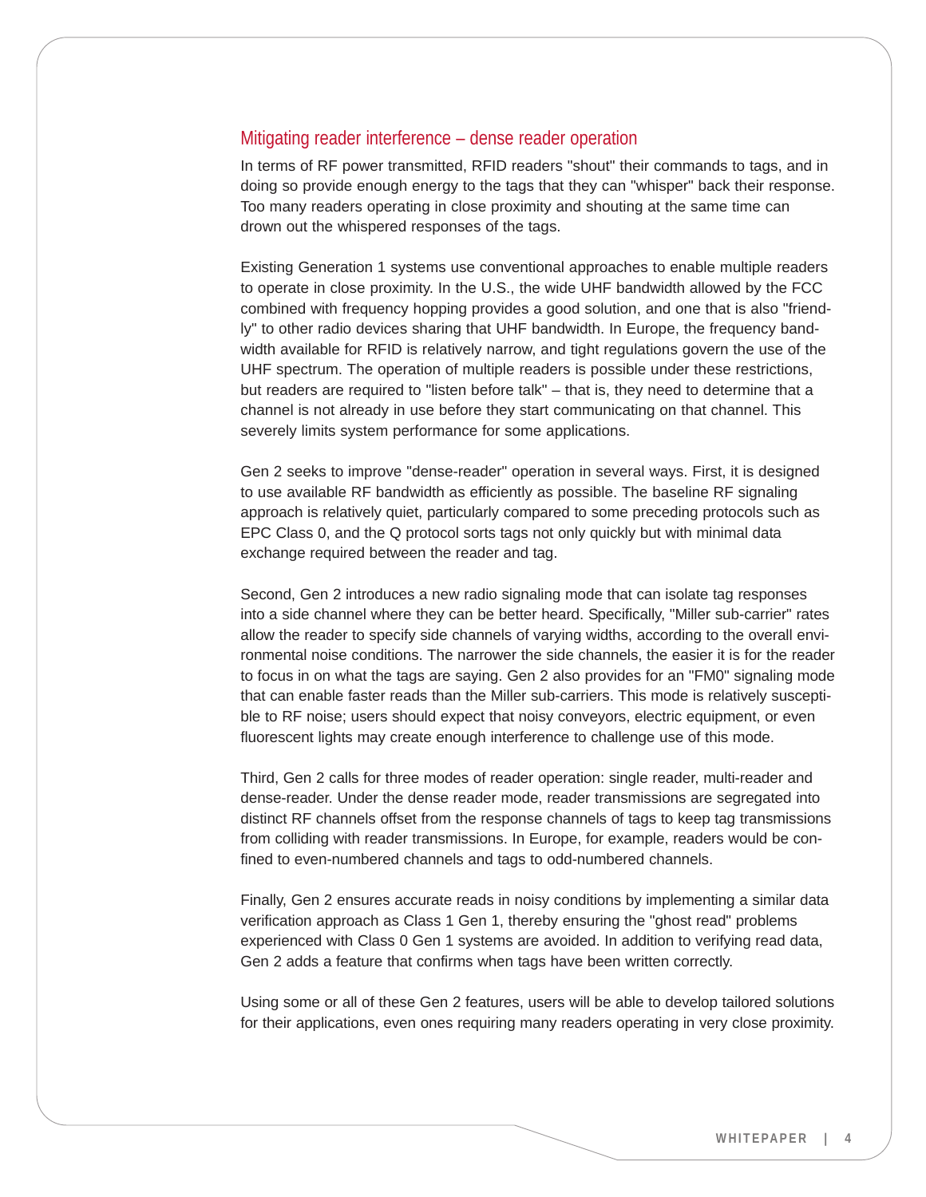## Mitigating reader interference – dense reader operation

In terms of RF power transmitted, RFID readers "shout" their commands to tags, and in doing so provide enough energy to the tags that they can "whisper" back their response. Too many readers operating in close proximity and shouting at the same time can drown out the whispered responses of the tags.

Existing Generation 1 systems use conventional approaches to enable multiple readers to operate in close proximity. In the U.S., the wide UHF bandwidth allowed by the FCC combined with frequency hopping provides a good solution, and one that is also "friendly" to other radio devices sharing that UHF bandwidth. In Europe, the frequency bandwidth available for RFID is relatively narrow, and tight regulations govern the use of the UHF spectrum. The operation of multiple readers is possible under these restrictions, but readers are required to "listen before talk" – that is, they need to determine that a channel is not already in use before they start communicating on that channel. This severely limits system performance for some applications.

Gen 2 seeks to improve "dense-reader" operation in several ways. First, it is designed to use available RF bandwidth as efficiently as possible. The baseline RF signaling approach is relatively quiet, particularly compared to some preceding protocols such as EPC Class 0, and the Q protocol sorts tags not only quickly but with minimal data exchange required between the reader and tag.

Second, Gen 2 introduces a new radio signaling mode that can isolate tag responses into a side channel where they can be better heard. Specifically, "Miller sub-carrier" rates allow the reader to specify side channels of varying widths, according to the overall environmental noise conditions. The narrower the side channels, the easier it is for the reader to focus in on what the tags are saying. Gen 2 also provides for an "FM0" signaling mode that can enable faster reads than the Miller sub-carriers. This mode is relatively susceptible to RF noise; users should expect that noisy conveyors, electric equipment, or even fluorescent lights may create enough interference to challenge use of this mode.

Third, Gen 2 calls for three modes of reader operation: single reader, multi-reader and dense-reader. Under the dense reader mode, reader transmissions are segregated into distinct RF channels offset from the response channels of tags to keep tag transmissions from colliding with reader transmissions. In Europe, for example, readers would be confined to even-numbered channels and tags to odd-numbered channels.

Finally, Gen 2 ensures accurate reads in noisy conditions by implementing a similar data verification approach as Class 1 Gen 1, thereby ensuring the "ghost read" problems experienced with Class 0 Gen 1 systems are avoided. In addition to verifying read data, Gen 2 adds a feature that confirms when tags have been written correctly.

Using some or all of these Gen 2 features, users will be able to develop tailored solutions for their applications, even ones requiring many readers operating in very close proximity.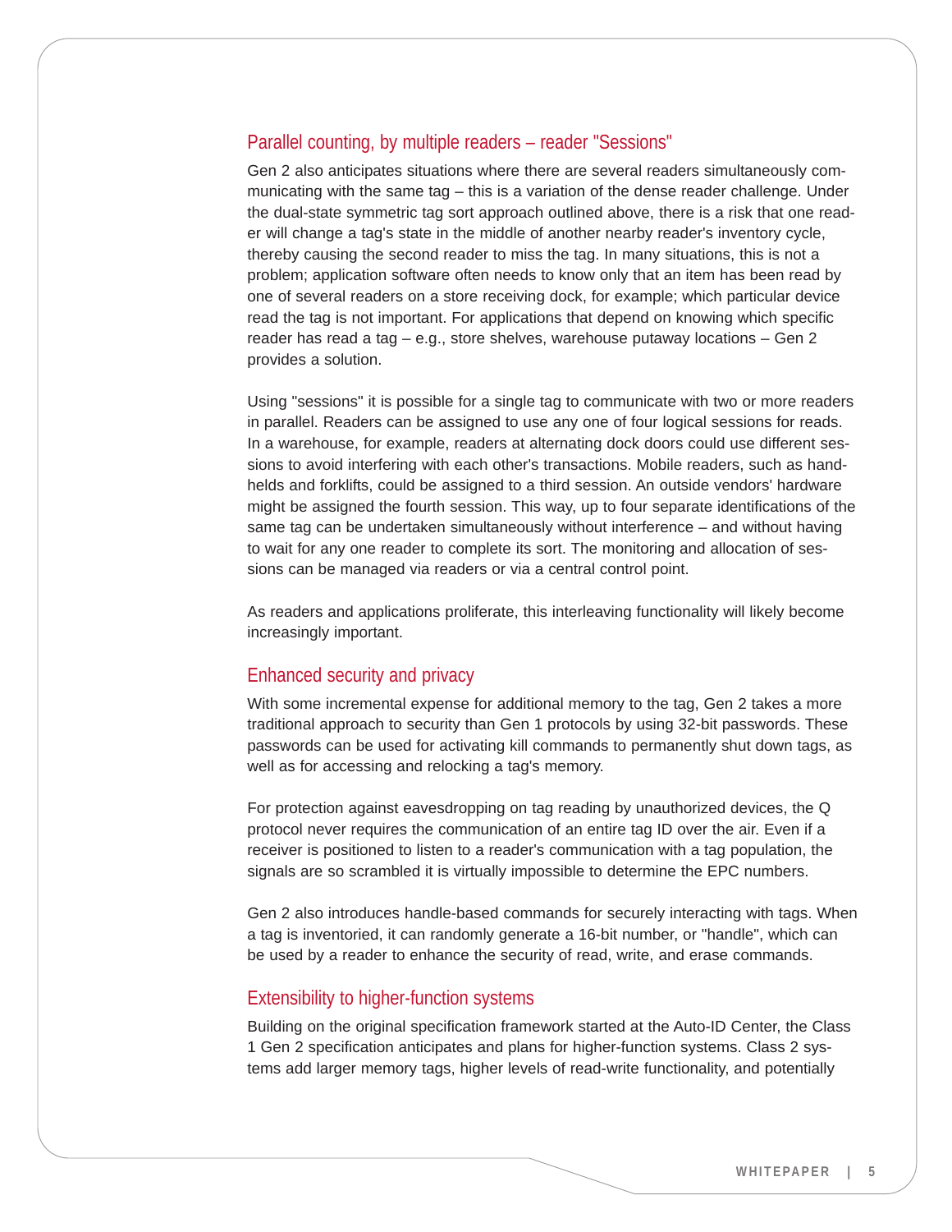## Parallel counting, by multiple readers – reader "Sessions"

Gen 2 also anticipates situations where there are several readers simultaneously communicating with the same tag – this is a variation of the dense reader challenge. Under the dual-state symmetric tag sort approach outlined above, there is a risk that one reader will change a tag's state in the middle of another nearby reader's inventory cycle, thereby causing the second reader to miss the tag. In many situations, this is not a problem; application software often needs to know only that an item has been read by one of several readers on a store receiving dock, for example; which particular device read the tag is not important. For applications that depend on knowing which specific reader has read a tag – e.g., store shelves, warehouse putaway locations – Gen 2 provides a solution.

Using "sessions" it is possible for a single tag to communicate with two or more readers in parallel. Readers can be assigned to use any one of four logical sessions for reads. In a warehouse, for example, readers at alternating dock doors could use different sessions to avoid interfering with each other's transactions. Mobile readers, such as handhelds and forklifts, could be assigned to a third session. An outside vendors' hardware might be assigned the fourth session. This way, up to four separate identifications of the same tag can be undertaken simultaneously without interference – and without having to wait for any one reader to complete its sort. The monitoring and allocation of sessions can be managed via readers or via a central control point.

As readers and applications proliferate, this interleaving functionality will likely become increasingly important.

## Enhanced security and privacy

With some incremental expense for additional memory to the tag, Gen 2 takes a more traditional approach to security than Gen 1 protocols by using 32-bit passwords. These passwords can be used for activating kill commands to permanently shut down tags, as well as for accessing and relocking a tag's memory.

For protection against eavesdropping on tag reading by unauthorized devices, the Q protocol never requires the communication of an entire tag ID over the air. Even if a receiver is positioned to listen to a reader's communication with a tag population, the signals are so scrambled it is virtually impossible to determine the EPC numbers.

Gen 2 also introduces handle-based commands for securely interacting with tags. When a tag is inventoried, it can randomly generate a 16-bit number, or "handle", which can be used by a reader to enhance the security of read, write, and erase commands.

## Extensibility to higher-function systems

Building on the original specification framework started at the Auto-ID Center, the Class 1 Gen 2 specification anticipates and plans for higher-function systems. Class 2 systems add larger memory tags, higher levels of read-write functionality, and potentially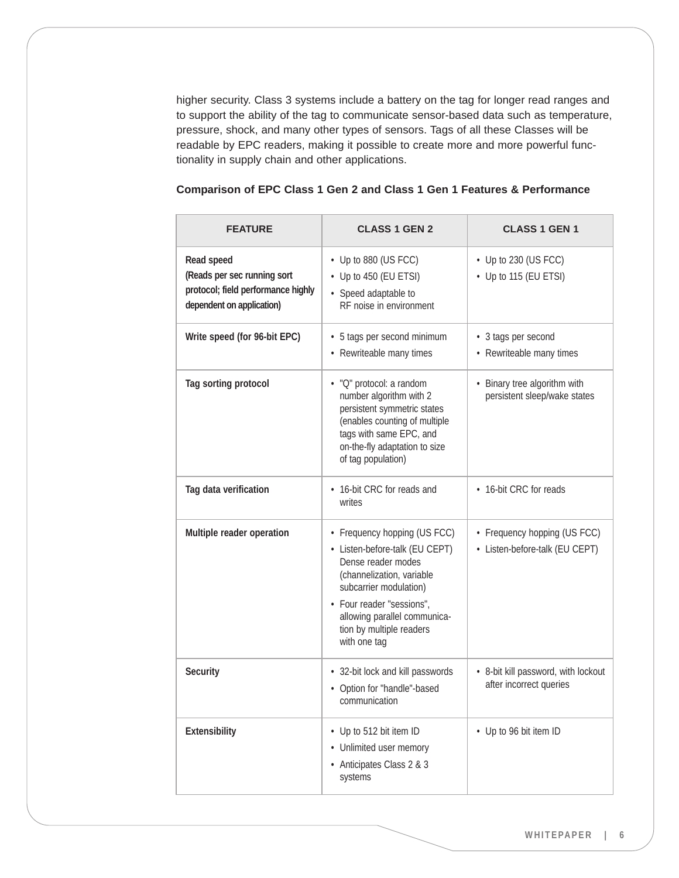higher security. Class 3 systems include a battery on the tag for longer read ranges and to support the ability of the tag to communicate sensor-based data such as temperature, pressure, shock, and many other types of sensors. Tags of all these Classes will be readable by EPC readers, making it possible to create more and more powerful functionality in supply chain and other applications.

**Comparison of EPC Class 1 Gen 2 and Class 1 Gen 1 Features & Performance**

| FEATURE | CLASS 1 GEN 2 | CLASS 1 GEN 1 |
|---|---|---|
| **Read speed (Reads per sec running sort protocol; field performance highly dependent on application)** | • Up to 880 (US FCC)<br>• Up to 450 (EU ETSI)<br>• Speed adaptable to RF noise in environment | • Up to 230 (US FCC)<br>• Up to 115 (EU ETSI) |
| **Write speed (for 96-bit EPC)** | • 5 tags per second minimum<br>• Rewriteable many times | • 3 tags per second<br>• Rewriteable many times |
| **Tag sorting protocol** | • "Q" protocol: a random number algorithm with 2 persistent symmetric states (enables counting of multiple tags with same EPC, and on-the-fly adaptation to size of tag population) | • Binary tree algorithm with persistent sleep/wake states |
| **Tag data verification** | • 16-bit CRC for reads and writes | • 16-bit CRC for reads |
| **Multiple reader operation** | • Frequency hopping (US FCC)<br>• Listen-before-talk (EU CEPT) Dense reader modes (channelization, variable subcarrier modulation)<br>• Four reader "sessions", allowing parallel communication by multiple readers with one tag | • Frequency hopping (US FCC)<br>• Listen-before-talk (EU CEPT) |
| **Security** | • 32-bit lock and kill passwords<br>• Option for "handle"-based communication | • 8-bit kill password, with lockout after incorrect queries |
| **Extensibility** | • Up to 512 bit item ID<br>• Unlimited user memory<br>• Anticipates Class 2 & 3 systems | • Up to 96 bit item ID |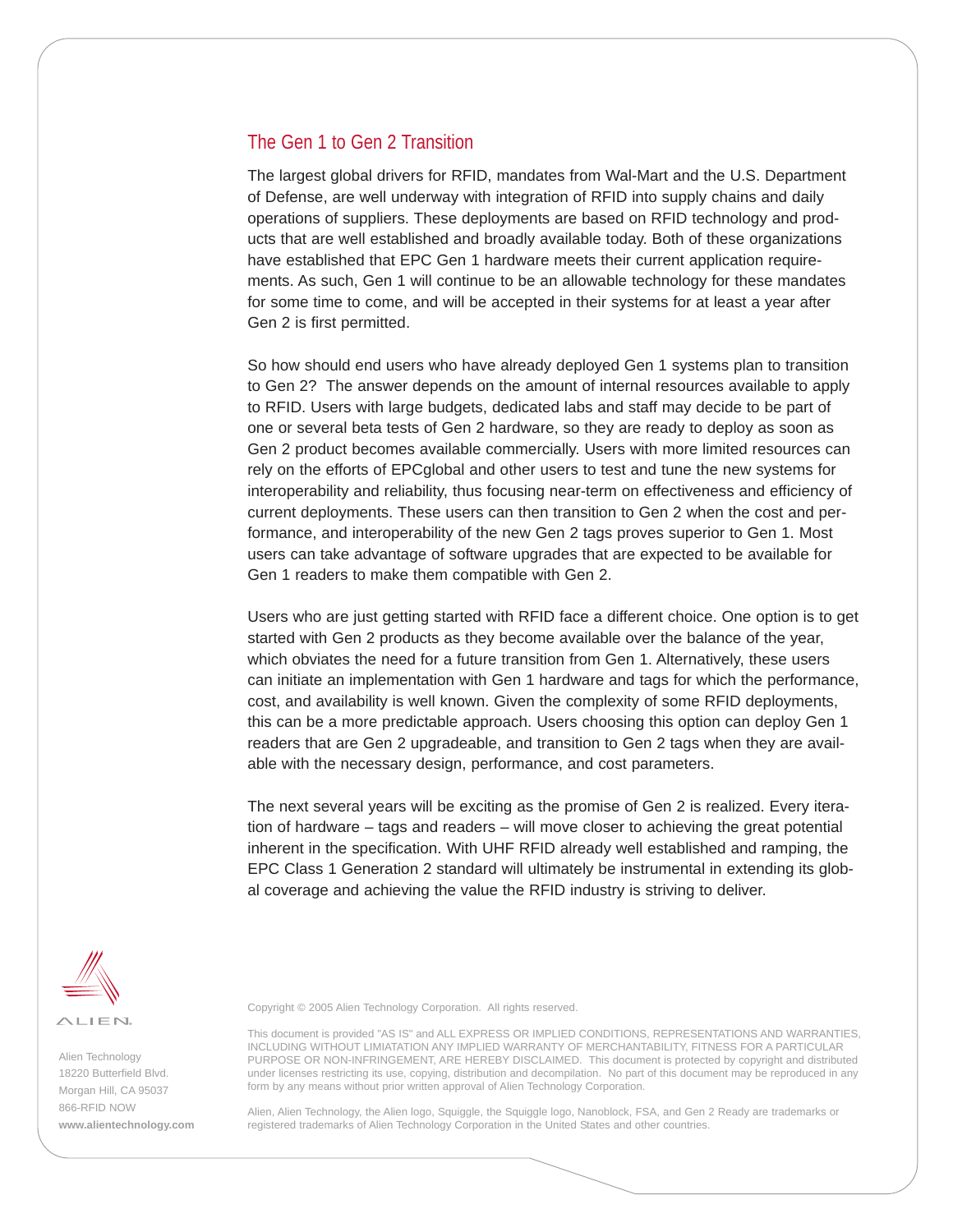## The Gen 1 to Gen 2 Transition

The largest global drivers for RFID, mandates from Wal-Mart and the U.S. Department of Defense, are well underway with integration of RFID into supply chains and daily operations of suppliers. These deployments are based on RFID technology and products that are well established and broadly available today. Both of these organizations have established that EPC Gen 1 hardware meets their current application requirements. As such, Gen 1 will continue to be an allowable technology for these mandates for some time to come, and will be accepted in their systems for at least a year after Gen 2 is first permitted.

So how should end users who have already deployed Gen 1 systems plan to transition to Gen 2? The answer depends on the amount of internal resources available to apply to RFID. Users with large budgets, dedicated labs and staff may decide to be part of one or several beta tests of Gen 2 hardware, so they are ready to deploy as soon as Gen 2 product becomes available commercially. Users with more limited resources can rely on the efforts of EPCglobal and other users to test and tune the new systems for interoperability and reliability, thus focusing near-term on effectiveness and efficiency of current deployments. These users can then transition to Gen 2 when the cost and performance, and interoperability of the new Gen 2 tags proves superior to Gen 1. Most users can take advantage of software upgrades that are expected to be available for Gen 1 readers to make them compatible with Gen 2.

Users who are just getting started with RFID face a different choice. One option is to get started with Gen 2 products as they become available over the balance of the year, which obviates the need for a future transition from Gen 1. Alternatively, these users can initiate an implementation with Gen 1 hardware and tags for which the performance, cost, and availability is well known. Given the complexity of some RFID deployments, this can be a more predictable approach. Users choosing this option can deploy Gen 1 readers that are Gen 2 upgradeable, and transition to Gen 2 tags when they are available with the necessary design, performance, and cost parameters.

The next several years will be exciting as the promise of Gen 2 is realized. Every iteration of hardware – tags and readers – will move closer to achieving the great potential inherent in the specification. With UHF RFID already well established and ramping, the EPC Class 1 Generation 2 standard will ultimately be instrumental in extending its global coverage and achieving the value the RFID industry is striving to deliver.

ALIEN

Alien Technology
18220 Butterfield Blvd.
Morgan Hill, CA 95037
866-RFID NOW
**www.alientechnology.com**

Copyright © 2005 Alien Technology Corporation. All rights reserved.

This document is provided "AS IS" and ALL EXPRESS OR IMPLIED CONDITIONS, REPRESENTATIONS AND WARRANTIES, INCLUDING WITHOUT LIMIATATION ANY IMPLIED WARRANTY OF MERCHANTABILITY, FITNESS FOR A PARTICULAR PURPOSE OR NON-INFRINGEMENT, ARE HEREBY DISCLAIMED. This document is protected by copyright and distributed under licenses restricting its use, copying, distribution and decompilation. No part of this document may be reproduced in any form by any means without prior written approval of Alien Technology Corporation.

Alien, Alien Technology, the Alien logo, Squiggle, the Squiggle logo, Nanoblock, FSA, and Gen 2 Ready are trademarks or registered trademarks of Alien Technology Corporation in the United States and other countries.